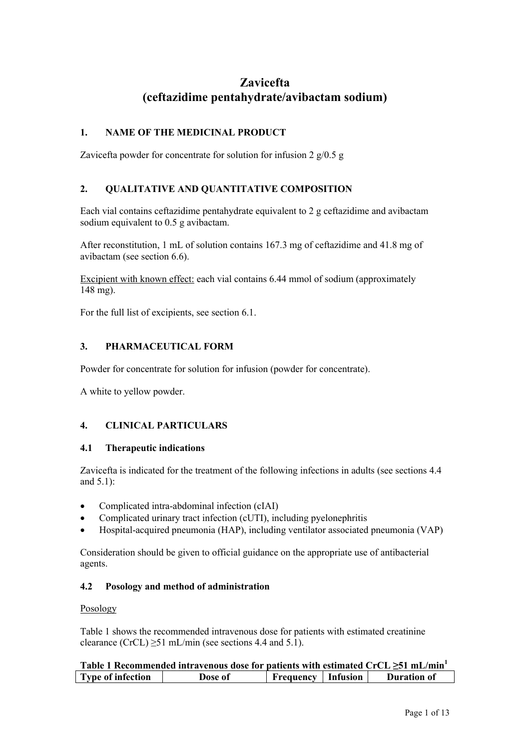# Zavicefta
# (ceftazidime pentahydrate/avibactam sodium)

## 1. NAME OF THE MEDICINAL PRODUCT

Zavicefta powder for concentrate for solution for infusion 2 g/0.5 g

## 2. QUALITATIVE AND QUANTITATIVE COMPOSITION

Each vial contains ceftazidime pentahydrate equivalent to 2 g ceftazidime and avibactam sodium equivalent to 0.5 g avibactam.

After reconstitution, 1 mL of solution contains 167.3 mg of ceftazidime and 41.8 mg of avibactam (see section 6.6).

Excipient with known effect: each vial contains 6.44 mmol of sodium (approximately 148 mg).

For the full list of excipients, see section 6.1.

## 3. PHARMACEUTICAL FORM

Powder for concentrate for solution for infusion (powder for concentrate).

A white to yellow powder.

## 4. CLINICAL PARTICULARS

### 4.1 Therapeutic indications

Zavicefta is indicated for the treatment of the following infections in adults (see sections 4.4 and 5.1):

- Complicated intra-abdominal infection (cIAI)
- Complicated urinary tract infection (cUTI), including pyelonephritis
- Hospital-acquired pneumonia (HAP), including ventilator associated pneumonia (VAP)

Consideration should be given to official guidance on the appropriate use of antibacterial agents.

### 4.2 Posology and method of administration

Posology

Table 1 shows the recommended intravenous dose for patients with estimated creatinine clearance (CrCL) ≥51 mL/min (see sections 4.4 and 5.1).

**Table 1 Recommended intravenous dose for patients with estimated CrCL ≥51 mL/min[1]**

| Type of infection | Dose of | Frequency | Infusion | Duration of |
|---|---|---|---|---|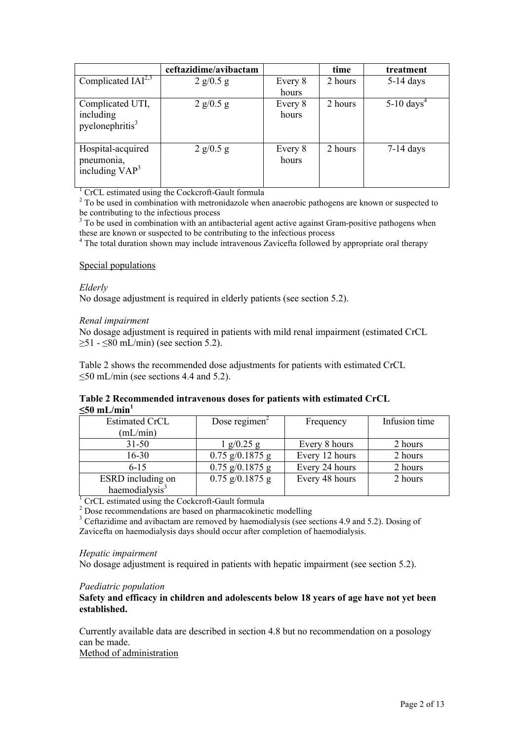| | ceftazidime/avibactam | | time | treatment |
|---|---|---|---|---|
| Complicated IAI[2,3] | 2 g/0.5 g | Every 8 hours | 2 hours | 5-14 days |
| Complicated UTI, including pyelonephritis[3] | 2 g/0.5 g | Every 8 hours | 2 hours | 5-10 days[4] |
| Hospital-acquired pneumonia, including VAP[3] | 2 g/0.5 g | Every 8 hours | 2 hours | 7-14 days |

[1] CrCL estimated using the Cockcroft-Gault formula
[2] To be used in combination with metronidazole when anaerobic pathogens are known or suspected to be contributing to the infectious process
[3] To be used in combination with an antibacterial agent active against Gram-positive pathogens when these are known or suspected to be contributing to the infectious process
[4] The total duration shown may include intravenous Zavicefta followed by appropriate oral therapy

Special populations

*Elderly*
No dosage adjustment is required in elderly patients (see section 5.2).

*Renal impairment*
No dosage adjustment is required in patients with mild renal impairment (estimated CrCL ≥51 - ≤80 mL/min) (see section 5.2).

Table 2 shows the recommended dose adjustments for patients with estimated CrCL ≤50 mL/min (see sections 4.4 and 5.2).

**Table 2 Recommended intravenous doses for patients with estimated CrCL ≤50 mL/min[1]**

| Estimated CrCL (mL/min) | Dose regimen[2] | Frequency | Infusion time |
|---|---|---|---|
| 31-50 | 1 g/0.25 g | Every 8 hours | 2 hours |
| 16-30 | 0.75 g/0.1875 g | Every 12 hours | 2 hours |
| 6-15 | 0.75 g/0.1875 g | Every 24 hours | 2 hours |
| ESRD including on haemodialysis[3] | 0.75 g/0.1875 g | Every 48 hours | 2 hours |

[1] CrCL estimated using the Cockcroft-Gault formula
[2] Dose recommendations are based on pharmacokinetic modelling
[3] Ceftazidime and avibactam are removed by haemodialysis (see sections 4.9 and 5.2). Dosing of Zavicefta on haemodialysis days should occur after completion of haemodialysis.

*Hepatic impairment*
No dosage adjustment is required in patients with hepatic impairment (see section 5.2).

*Paediatric population*
**Safety and efficacy in children and adolescents below 18 years of age have not yet been established.**

Currently available data are described in section 4.8 but no recommendation on a posology can be made.

Method of administration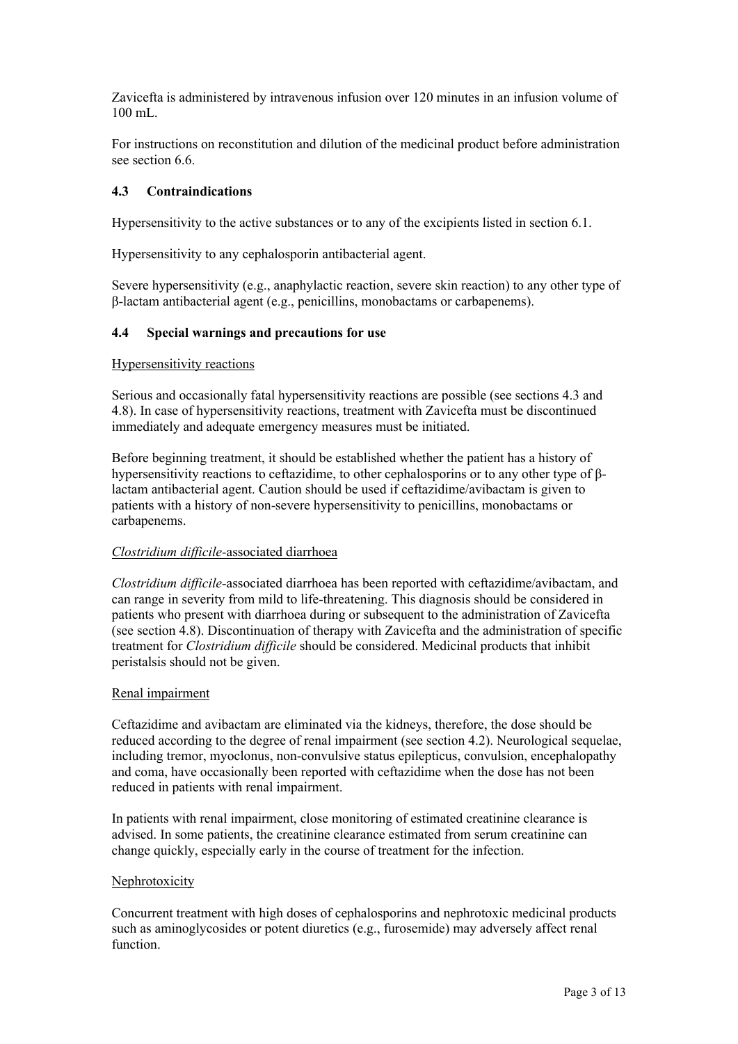Zavicefta is administered by intravenous infusion over 120 minutes in an infusion volume of 100 mL.

For instructions on reconstitution and dilution of the medicinal product before administration see section 6.6.

### 4.3 Contraindications

Hypersensitivity to the active substances or to any of the excipients listed in section 6.1.

Hypersensitivity to any cephalosporin antibacterial agent.

Severe hypersensitivity (e.g., anaphylactic reaction, severe skin reaction) to any other type of β-lactam antibacterial agent (e.g., penicillins, monobactams or carbapenems).

### 4.4 Special warnings and precautions for use

Hypersensitivity reactions

Serious and occasionally fatal hypersensitivity reactions are possible (see sections 4.3 and 4.8). In case of hypersensitivity reactions, treatment with Zavicefta must be discontinued immediately and adequate emergency measures must be initiated.

Before beginning treatment, it should be established whether the patient has a history of hypersensitivity reactions to ceftazidime, to other cephalosporins or to any other type of β-lactam antibacterial agent. Caution should be used if ceftazidime/avibactam is given to patients with a history of non-severe hypersensitivity to penicillins, monobactams or carbapenems.

*Clostridium difficile*-associated diarrhoea

*Clostridium difficile*-associated diarrhoea has been reported with ceftazidime/avibactam, and can range in severity from mild to life-threatening. This diagnosis should be considered in patients who present with diarrhoea during or subsequent to the administration of Zavicefta (see section 4.8). Discontinuation of therapy with Zavicefta and the administration of specific treatment for *Clostridium difficile* should be considered. Medicinal products that inhibit peristalsis should not be given.

Renal impairment

Ceftazidime and avibactam are eliminated via the kidneys, therefore, the dose should be reduced according to the degree of renal impairment (see section 4.2). Neurological sequelae, including tremor, myoclonus, non-convulsive status epilepticus, convulsion, encephalopathy and coma, have occasionally been reported with ceftazidime when the dose has not been reduced in patients with renal impairment.

In patients with renal impairment, close monitoring of estimated creatinine clearance is advised. In some patients, the creatinine clearance estimated from serum creatinine can change quickly, especially early in the course of treatment for the infection.

Nephrotoxicity

Concurrent treatment with high doses of cephalosporins and nephrotoxic medicinal products such as aminoglycosides or potent diuretics (e.g., furosemide) may adversely affect renal function.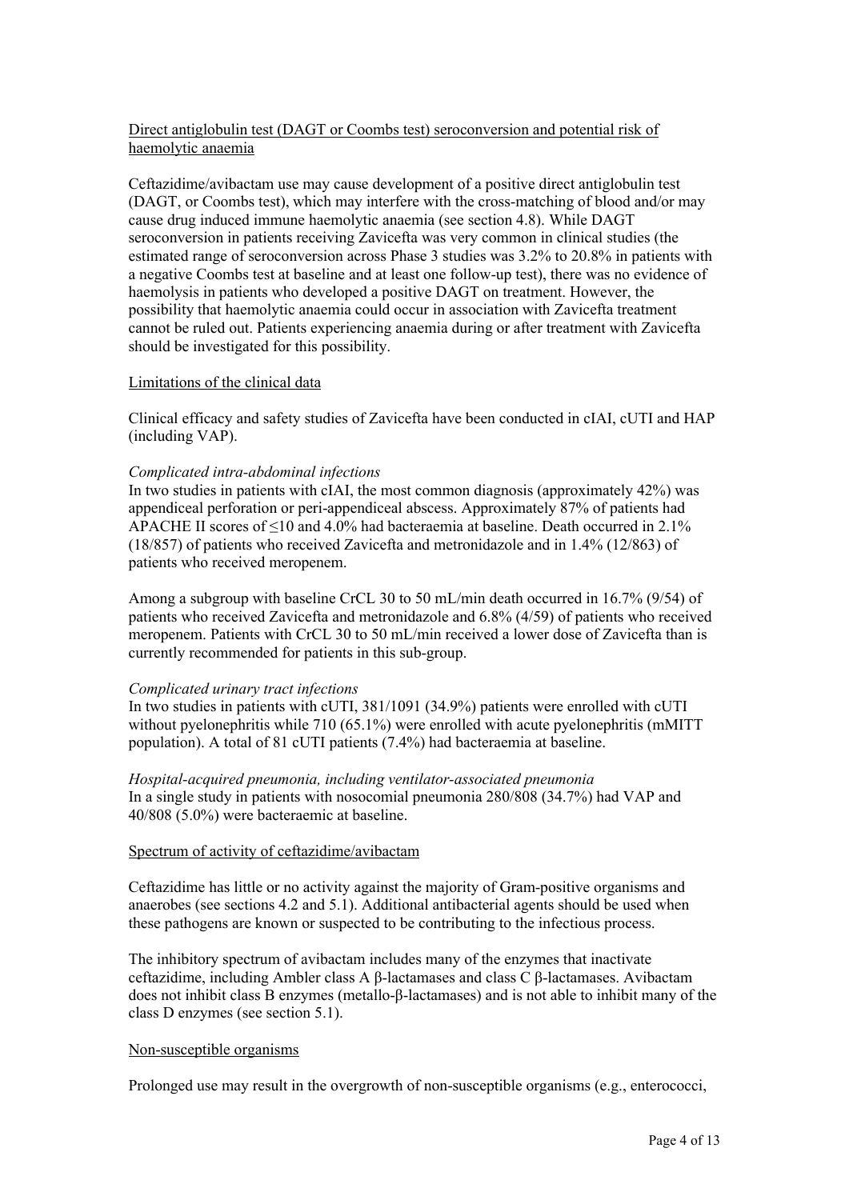Direct antiglobulin test (DAGT or Coombs test) seroconversion and potential risk of haemolytic anaemia

Ceftazidime/avibactam use may cause development of a positive direct antiglobulin test (DAGT, or Coombs test), which may interfere with the cross-matching of blood and/or may cause drug induced immune haemolytic anaemia (see section 4.8). While DAGT seroconversion in patients receiving Zavicefta was very common in clinical studies (the estimated range of seroconversion across Phase 3 studies was 3.2% to 20.8% in patients with a negative Coombs test at baseline and at least one follow-up test), there was no evidence of haemolysis in patients who developed a positive DAGT on treatment. However, the possibility that haemolytic anaemia could occur in association with Zavicefta treatment cannot be ruled out. Patients experiencing anaemia during or after treatment with Zavicefta should be investigated for this possibility.

Limitations of the clinical data

Clinical efficacy and safety studies of Zavicefta have been conducted in cIAI, cUTI and HAP (including VAP).

*Complicated intra-abdominal infections*
In two studies in patients with cIAI, the most common diagnosis (approximately 42%) was appendiceal perforation or peri-appendiceal abscess. Approximately 87% of patients had APACHE II scores of ≤10 and 4.0% had bacteraemia at baseline. Death occurred in 2.1% (18/857) of patients who received Zavicefta and metronidazole and in 1.4% (12/863) of patients who received meropenem.

Among a subgroup with baseline CrCL 30 to 50 mL/min death occurred in 16.7% (9/54) of patients who received Zavicefta and metronidazole and 6.8% (4/59) of patients who received meropenem. Patients with CrCL 30 to 50 mL/min received a lower dose of Zavicefta than is currently recommended for patients in this sub-group.

*Complicated urinary tract infections*
In two studies in patients with cUTI, 381/1091 (34.9%) patients were enrolled with cUTI without pyelonephritis while 710 (65.1%) were enrolled with acute pyelonephritis (mMITT population). A total of 81 cUTI patients (7.4%) had bacteraemia at baseline.

*Hospital-acquired pneumonia, including ventilator-associated pneumonia*
In a single study in patients with nosocomial pneumonia 280/808 (34.7%) had VAP and 40/808 (5.0%) were bacteraemic at baseline.

Spectrum of activity of ceftazidime/avibactam

Ceftazidime has little or no activity against the majority of Gram-positive organisms and anaerobes (see sections 4.2 and 5.1). Additional antibacterial agents should be used when these pathogens are known or suspected to be contributing to the infectious process.

The inhibitory spectrum of avibactam includes many of the enzymes that inactivate ceftazidime, including Ambler class A β-lactamases and class C β-lactamases. Avibactam does not inhibit class B enzymes (metallo-β-lactamases) and is not able to inhibit many of the class D enzymes (see section 5.1).

Non-susceptible organisms

Prolonged use may result in the overgrowth of non-susceptible organisms (e.g., enterococci,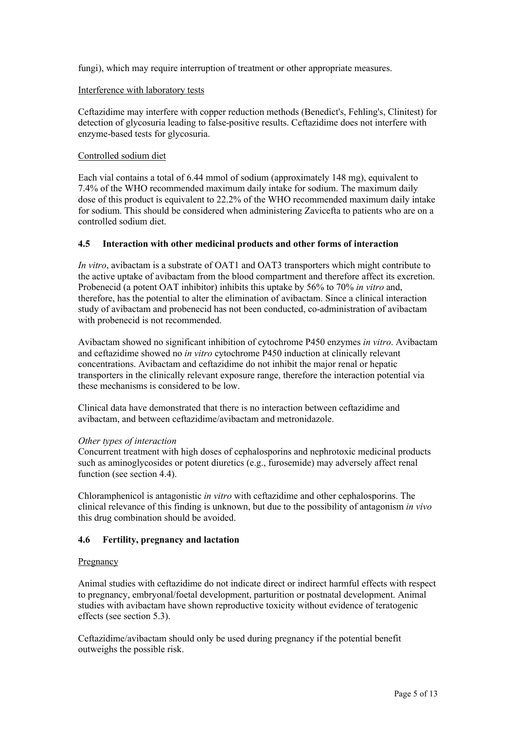fungi), which may require interruption of treatment or other appropriate measures.

Interference with laboratory tests

Ceftazidime may interfere with copper reduction methods (Benedict's, Fehling's, Clinitest) for detection of glycosuria leading to false-positive results. Ceftazidime does not interfere with enzyme-based tests for glycosuria.

Controlled sodium diet

Each vial contains a total of 6.44 mmol of sodium (approximately 148 mg), equivalent to 7.4% of the WHO recommended maximum daily intake for sodium. The maximum daily dose of this product is equivalent to 22.2% of the WHO recommended maximum daily intake for sodium. This should be considered when administering Zavicefta to patients who are on a controlled sodium diet.

## 4.5 Interaction with other medicinal products and other forms of interaction

*In vitro*, avibactam is a substrate of OAT1 and OAT3 transporters which might contribute to the active uptake of avibactam from the blood compartment and therefore affect its excretion. Probenecid (a potent OAT inhibitor) inhibits this uptake by 56% to 70% *in vitro* and, therefore, has the potential to alter the elimination of avibactam. Since a clinical interaction study of avibactam and probenecid has not been conducted, co-administration of avibactam with probenecid is not recommended.

Avibactam showed no significant inhibition of cytochrome P450 enzymes *in vitro*. Avibactam and ceftazidime showed no *in vitro* cytochrome P450 induction at clinically relevant concentrations. Avibactam and ceftazidime do not inhibit the major renal or hepatic transporters in the clinically relevant exposure range, therefore the interaction potential via these mechanisms is considered to be low.

Clinical data have demonstrated that there is no interaction between ceftazidime and avibactam, and between ceftazidime/avibactam and metronidazole.

*Other types of interaction*
Concurrent treatment with high doses of cephalosporins and nephrotoxic medicinal products such as aminoglycosides or potent diuretics (e.g., furosemide) may adversely affect renal function (see section 4.4).

Chloramphenicol is antagonistic *in vitro* with ceftazidime and other cephalosporins. The clinical relevance of this finding is unknown, but due to the possibility of antagonism *in vivo* this drug combination should be avoided.

## 4.6 Fertility, pregnancy and lactation

Pregnancy

Animal studies with ceftazidime do not indicate direct or indirect harmful effects with respect to pregnancy, embryonal/foetal development, parturition or postnatal development. Animal studies with avibactam have shown reproductive toxicity without evidence of teratogenic effects (see section 5.3).

Ceftazidime/avibactam should only be used during pregnancy if the potential benefit outweighs the possible risk.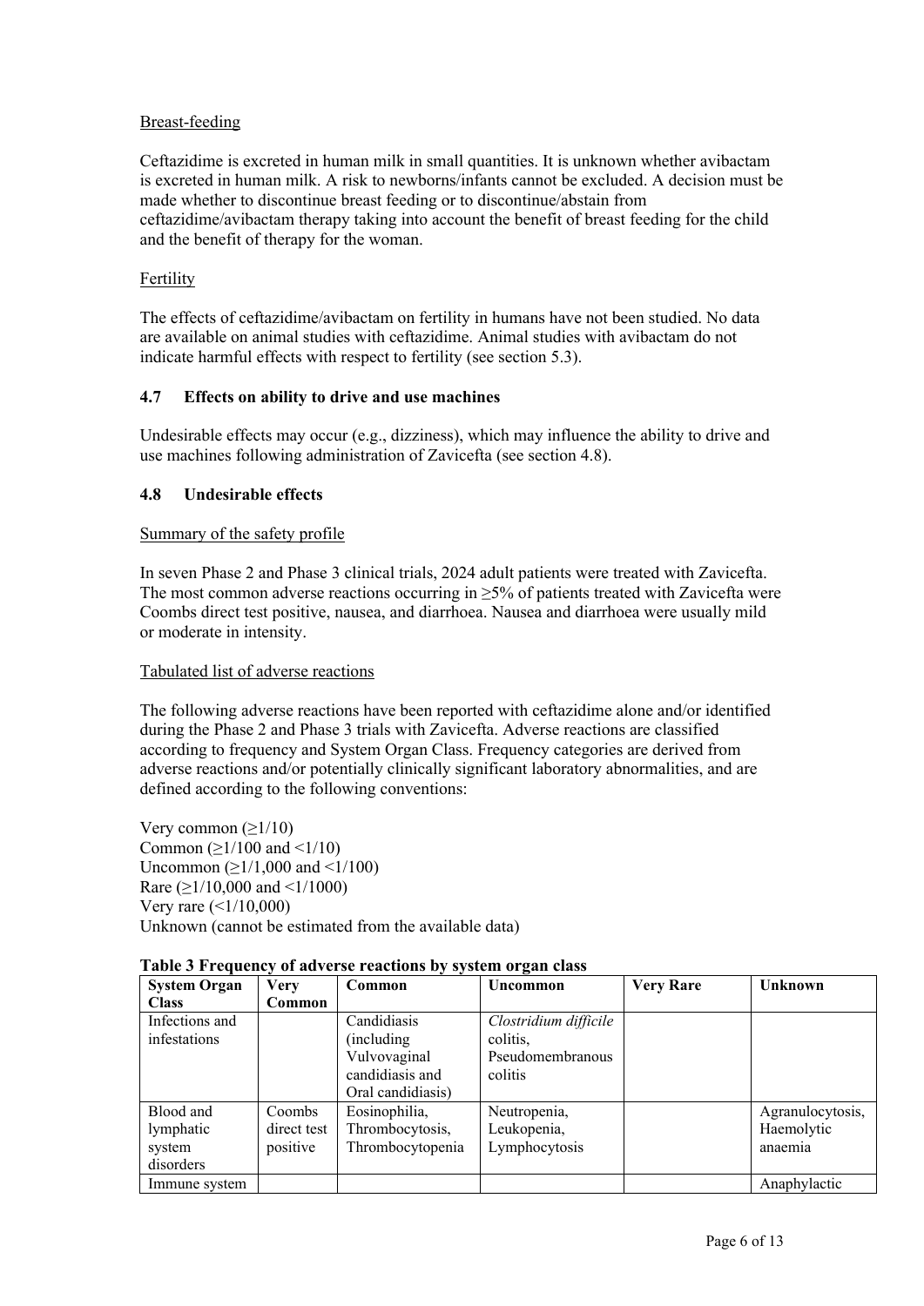Breast-feeding

Ceftazidime is excreted in human milk in small quantities. It is unknown whether avibactam is excreted in human milk. A risk to newborns/infants cannot be excluded. A decision must be made whether to discontinue breast feeding or to discontinue/abstain from ceftazidime/avibactam therapy taking into account the benefit of breast feeding for the child and the benefit of therapy for the woman.

Fertility

The effects of ceftazidime/avibactam on fertility in humans have not been studied. No data are available on animal studies with ceftazidime. Animal studies with avibactam do not indicate harmful effects with respect to fertility (see section 5.3).

## 4.7 Effects on ability to drive and use machines

Undesirable effects may occur (e.g., dizziness), which may influence the ability to drive and use machines following administration of Zavicefta (see section 4.8).

## 4.8 Undesirable effects

Summary of the safety profile

In seven Phase 2 and Phase 3 clinical trials, 2024 adult patients were treated with Zavicefta. The most common adverse reactions occurring in ≥5% of patients treated with Zavicefta were Coombs direct test positive, nausea, and diarrhoea. Nausea and diarrhoea were usually mild or moderate in intensity.

Tabulated list of adverse reactions

The following adverse reactions have been reported with ceftazidime alone and/or identified during the Phase 2 and Phase 3 trials with Zavicefta. Adverse reactions are classified according to frequency and System Organ Class. Frequency categories are derived from adverse reactions and/or potentially clinically significant laboratory abnormalities, and are defined according to the following conventions:

Very common (≥1/10)
Common (≥1/100 and <1/10)
Uncommon (≥1/1,000 and <1/100)
Rare (≥1/10,000 and <1/1000)
Very rare (<1/10,000)
Unknown (cannot be estimated from the available data)

**Table 3 Frequency of adverse reactions by system organ class**

| System Organ Class | Very Common | Common | Uncommon | Very Rare | Unknown |
|---|---|---|---|---|---|
| Infections and infestations | | Candidiasis (including Vulvovaginal candidiasis and Oral candidiasis) | *Clostridium difficile* colitis, Pseudomembranous colitis | | |
| Blood and lymphatic system disorders | Coombs direct test positive | Eosinophilia, Thrombocytosis, Thrombocytopenia | Neutropenia, Leukopenia, Lymphocytosis | | Agranulocytosis, Haemolytic anaemia |
| Immune system | | | | | Anaphylactic |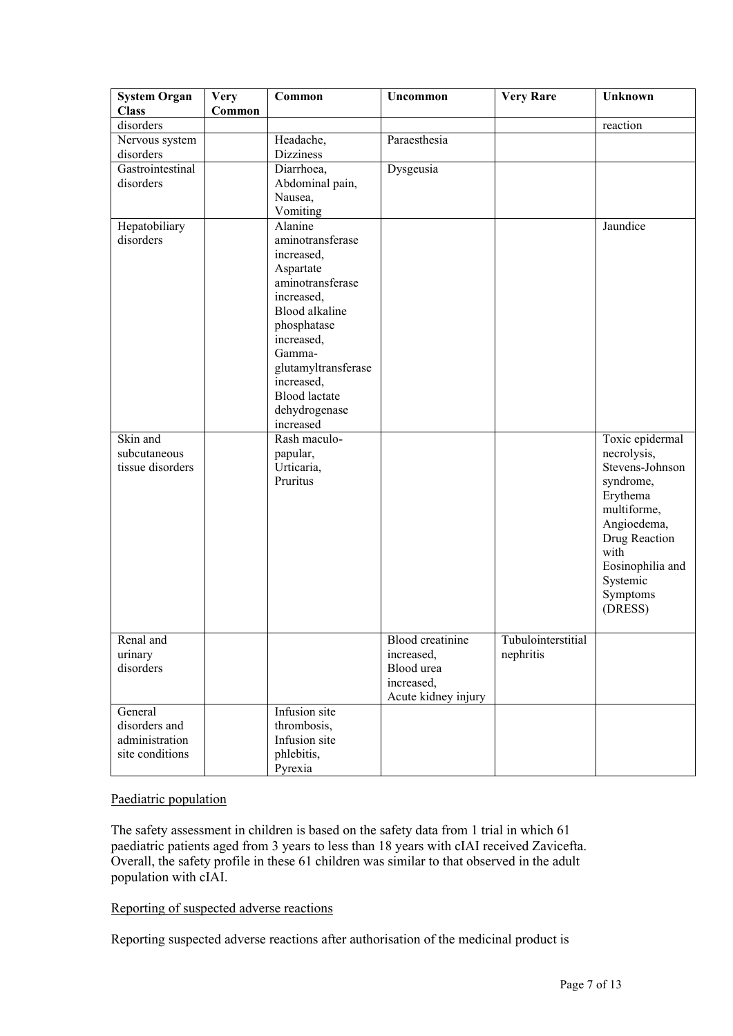| System Organ Class | Very Common | Common | Uncommon | Very Rare | Unknown |
|---|---|---|---|---|---|
| disorders | | | | | reaction |
| Nervous system disorders | | Headache, Dizziness | Paraesthesia | | |
| Gastrointestinal disorders | | Diarrhoea, Abdominal pain, Nausea, Vomiting | Dysgeusia | | |
| Hepatobiliary disorders | | Alanine aminotransferase increased, Aspartate aminotransferase increased, Blood alkaline phosphatase increased, Gamma-glutamyltransferase increased, Blood lactate dehydrogenase increased | | | Jaundice |
| Skin and subcutaneous tissue disorders | | Rash maculo-papular, Urticaria, Pruritus | | | Toxic epidermal necrolysis, Stevens-Johnson syndrome, Erythema multiforme, Angioedema, Drug Reaction with Eosinophilia and Systemic Symptoms (DRESS) |
| Renal and urinary disorders | | | Blood creatinine increased, Blood urea increased, Acute kidney injury | Tubulointerstitial nephritis | |
| General disorders and administration site conditions | | Infusion site thrombosis, Infusion site phlebitis, Pyrexia | | | |

Paediatric population

The safety assessment in children is based on the safety data from 1 trial in which 61 paediatric patients aged from 3 years to less than 18 years with cIAI received Zavicefta. Overall, the safety profile in these 61 children was similar to that observed in the adult population with cIAI.

Reporting of suspected adverse reactions

Reporting suspected adverse reactions after authorisation of the medicinal product is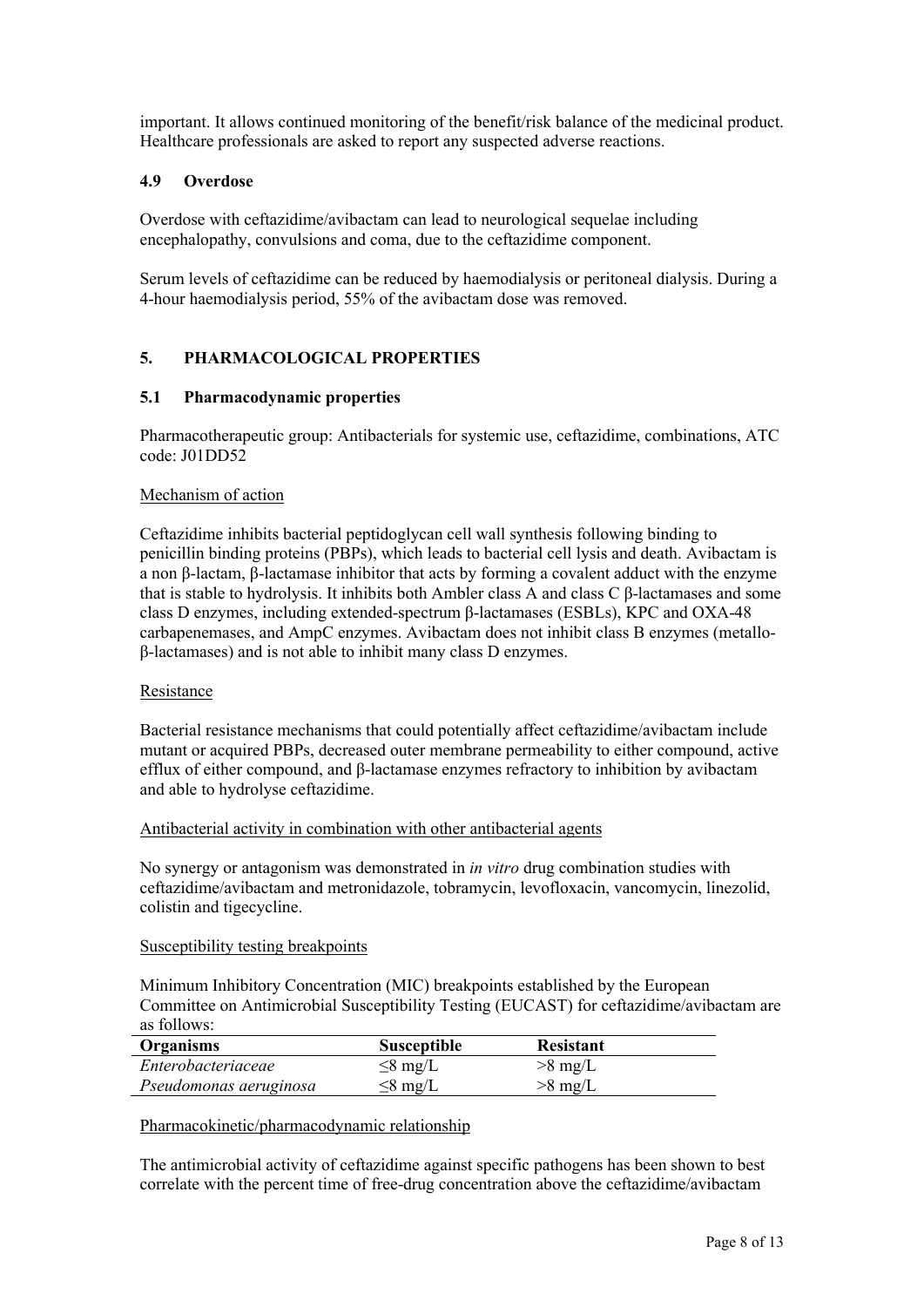important. It allows continued monitoring of the benefit/risk balance of the medicinal product. Healthcare professionals are asked to report any suspected adverse reactions.

### 4.9 Overdose

Overdose with ceftazidime/avibactam can lead to neurological sequelae including encephalopathy, convulsions and coma, due to the ceftazidime component.

Serum levels of ceftazidime can be reduced by haemodialysis or peritoneal dialysis. During a 4-hour haemodialysis period, 55% of the avibactam dose was removed.

## 5. PHARMACOLOGICAL PROPERTIES

### 5.1 Pharmacodynamic properties

Pharmacotherapeutic group: Antibacterials for systemic use, ceftazidime, combinations, ATC code: J01DD52

Mechanism of action

Ceftazidime inhibits bacterial peptidoglycan cell wall synthesis following binding to penicillin binding proteins (PBPs), which leads to bacterial cell lysis and death. Avibactam is a non β-lactam, β-lactamase inhibitor that acts by forming a covalent adduct with the enzyme that is stable to hydrolysis. It inhibits both Ambler class A and class C β-lactamases and some class D enzymes, including extended-spectrum β-lactamases (ESBLs), KPC and OXA-48 carbapenemases, and AmpC enzymes. Avibactam does not inhibit class B enzymes (metallo-β-lactamases) and is not able to inhibit many class D enzymes.

Resistance

Bacterial resistance mechanisms that could potentially affect ceftazidime/avibactam include mutant or acquired PBPs, decreased outer membrane permeability to either compound, active efflux of either compound, and β-lactamase enzymes refractory to inhibition by avibactam and able to hydrolyse ceftazidime.

Antibacterial activity in combination with other antibacterial agents

No synergy or antagonism was demonstrated in *in vitro* drug combination studies with ceftazidime/avibactam and metronidazole, tobramycin, levofloxacin, vancomycin, linezolid, colistin and tigecycline.

Susceptibility testing breakpoints

Minimum Inhibitory Concentration (MIC) breakpoints established by the European Committee on Antimicrobial Susceptibility Testing (EUCAST) for ceftazidime/avibactam are as follows:

| Organisms | Susceptible | Resistant |
|---|---|---|
| *Enterobacteriaceae* | ≤8 mg/L | >8 mg/L |
| *Pseudomonas aeruginosa* | ≤8 mg/L | >8 mg/L |

Pharmacokinetic/pharmacodynamic relationship

The antimicrobial activity of ceftazidime against specific pathogens has been shown to best correlate with the percent time of free-drug concentration above the ceftazidime/avibactam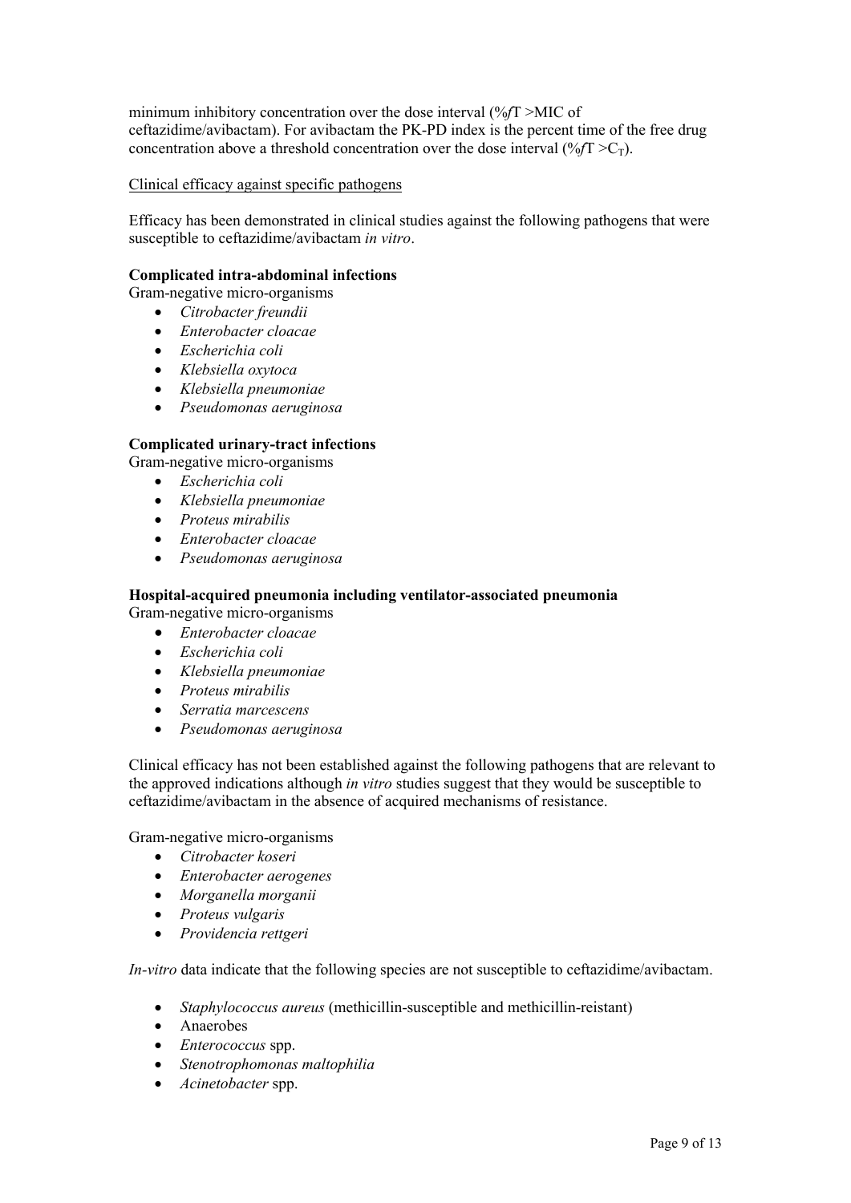minimum inhibitory concentration over the dose interval (%*f*T >MIC of ceftazidime/avibactam). For avibactam the PK-PD index is the percent time of the free drug concentration above a threshold concentration over the dose interval (%*f*T >$C_T$).

Clinical efficacy against specific pathogens

Efficacy has been demonstrated in clinical studies against the following pathogens that were susceptible to ceftazidime/avibactam *in vitro*.

**Complicated intra-abdominal infections**

Gram-negative micro-organisms

- *Citrobacter freundii*
- *Enterobacter cloacae*
- *Escherichia coli*
- *Klebsiella oxytoca*
- *Klebsiella pneumoniae*
- *Pseudomonas aeruginosa*

**Complicated urinary-tract infections**

Gram-negative micro-organisms

- *Escherichia coli*
- *Klebsiella pneumoniae*
- *Proteus mirabilis*
- *Enterobacter cloacae*
- *Pseudomonas aeruginosa*

**Hospital-acquired pneumonia including ventilator-associated pneumonia**

Gram-negative micro-organisms

- *Enterobacter cloacae*
- *Escherichia coli*
- *Klebsiella pneumoniae*
- *Proteus mirabilis*
- *Serratia marcescens*
- *Pseudomonas aeruginosa*

Clinical efficacy has not been established against the following pathogens that are relevant to the approved indications although *in vitro* studies suggest that they would be susceptible to ceftazidime/avibactam in the absence of acquired mechanisms of resistance.

Gram-negative micro-organisms

- *Citrobacter koseri*
- *Enterobacter aerogenes*
- *Morganella morganii*
- *Proteus vulgaris*
- *Providencia rettgeri*

*In-vitro* data indicate that the following species are not susceptible to ceftazidime/avibactam.

- *Staphylococcus aureus* (methicillin-susceptible and methicillin-reistant)
- Anaerobes
- *Enterococcus* spp.
- *Stenotrophomonas maltophilia*
- *Acinetobacter* spp.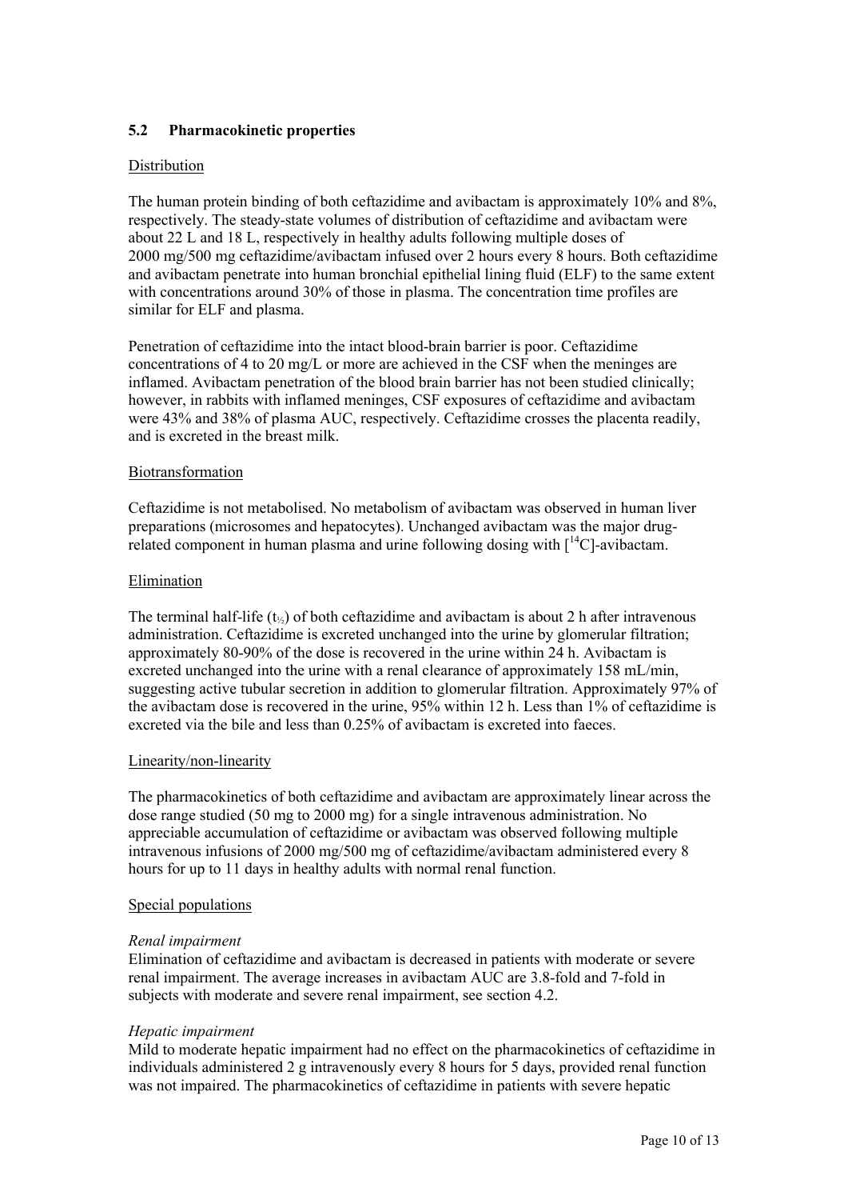## 5.2 Pharmacokinetic properties

Distribution

The human protein binding of both ceftazidime and avibactam is approximately 10% and 8%, respectively. The steady-state volumes of distribution of ceftazidime and avibactam were about 22 L and 18 L, respectively in healthy adults following multiple doses of 2000 mg/500 mg ceftazidime/avibactam infused over 2 hours every 8 hours. Both ceftazidime and avibactam penetrate into human bronchial epithelial lining fluid (ELF) to the same extent with concentrations around 30% of those in plasma. The concentration time profiles are similar for ELF and plasma.

Penetration of ceftazidime into the intact blood-brain barrier is poor. Ceftazidime concentrations of 4 to 20 mg/L or more are achieved in the CSF when the meninges are inflamed. Avibactam penetration of the blood brain barrier has not been studied clinically; however, in rabbits with inflamed meninges, CSF exposures of ceftazidime and avibactam were 43% and 38% of plasma AUC, respectively. Ceftazidime crosses the placenta readily, and is excreted in the breast milk.

Biotransformation

Ceftazidime is not metabolised. No metabolism of avibactam was observed in human liver preparations (microsomes and hepatocytes). Unchanged avibactam was the major drug-related component in human plasma and urine following dosing with [$^{14}$C]-avibactam.

Elimination

The terminal half-life ($t_{½}$) of both ceftazidime and avibactam is about 2 h after intravenous administration. Ceftazidime is excreted unchanged into the urine by glomerular filtration; approximately 80-90% of the dose is recovered in the urine within 24 h. Avibactam is excreted unchanged into the urine with a renal clearance of approximately 158 mL/min, suggesting active tubular secretion in addition to glomerular filtration. Approximately 97% of the avibactam dose is recovered in the urine, 95% within 12 h. Less than 1% of ceftazidime is excreted via the bile and less than 0.25% of avibactam is excreted into faeces.

Linearity/non-linearity

The pharmacokinetics of both ceftazidime and avibactam are approximately linear across the dose range studied (50 mg to 2000 mg) for a single intravenous administration. No appreciable accumulation of ceftazidime or avibactam was observed following multiple intravenous infusions of 2000 mg/500 mg of ceftazidime/avibactam administered every 8 hours for up to 11 days in healthy adults with normal renal function.

Special populations

*Renal impairment*
Elimination of ceftazidime and avibactam is decreased in patients with moderate or severe renal impairment. The average increases in avibactam AUC are 3.8-fold and 7-fold in subjects with moderate and severe renal impairment, see section 4.2.

*Hepatic impairment*
Mild to moderate hepatic impairment had no effect on the pharmacokinetics of ceftazidime in individuals administered 2 g intravenously every 8 hours for 5 days, provided renal function was not impaired. The pharmacokinetics of ceftazidime in patients with severe hepatic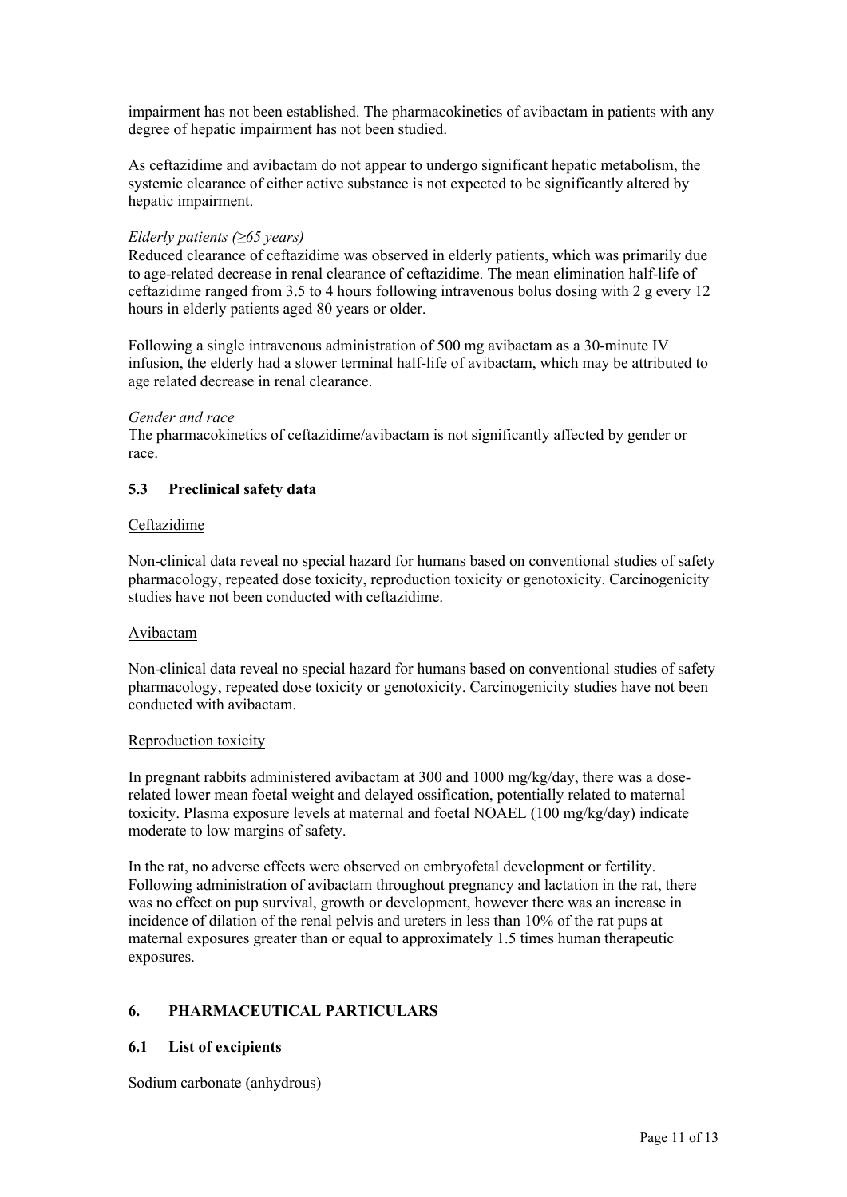impairment has not been established. The pharmacokinetics of avibactam in patients with any degree of hepatic impairment has not been studied.

As ceftazidime and avibactam do not appear to undergo significant hepatic metabolism, the systemic clearance of either active substance is not expected to be significantly altered by hepatic impairment.

*Elderly patients (≥65 years)*

Reduced clearance of ceftazidime was observed in elderly patients, which was primarily due to age-related decrease in renal clearance of ceftazidime. The mean elimination half-life of ceftazidime ranged from 3.5 to 4 hours following intravenous bolus dosing with 2 g every 12 hours in elderly patients aged 80 years or older.

Following a single intravenous administration of 500 mg avibactam as a 30-minute IV infusion, the elderly had a slower terminal half-life of avibactam, which may be attributed to age related decrease in renal clearance.

*Gender and race*

The pharmacokinetics of ceftazidime/avibactam is not significantly affected by gender or race.

## 5.3 Preclinical safety data

Ceftazidime

Non-clinical data reveal no special hazard for humans based on conventional studies of safety pharmacology, repeated dose toxicity, reproduction toxicity or genotoxicity. Carcinogenicity studies have not been conducted with ceftazidime.

Avibactam

Non-clinical data reveal no special hazard for humans based on conventional studies of safety pharmacology, repeated dose toxicity or genotoxicity. Carcinogenicity studies have not been conducted with avibactam.

Reproduction toxicity

In pregnant rabbits administered avibactam at 300 and 1000 mg/kg/day, there was a dose-related lower mean foetal weight and delayed ossification, potentially related to maternal toxicity. Plasma exposure levels at maternal and foetal NOAEL (100 mg/kg/day) indicate moderate to low margins of safety.

In the rat, no adverse effects were observed on embryofetal development or fertility. Following administration of avibactam throughout pregnancy and lactation in the rat, there was no effect on pup survival, growth or development, however there was an increase in incidence of dilation of the renal pelvis and ureters in less than 10% of the rat pups at maternal exposures greater than or equal to approximately 1.5 times human therapeutic exposures.

# 6. PHARMACEUTICAL PARTICULARS

## 6.1 List of excipients

Sodium carbonate (anhydrous)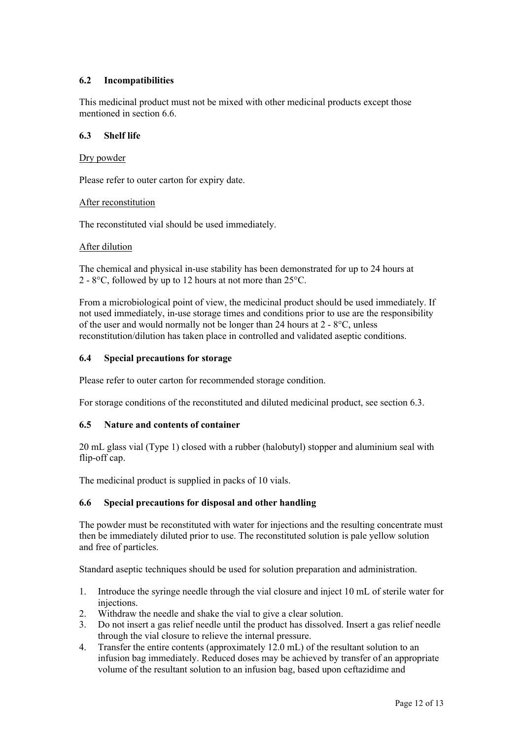### 6.2 Incompatibilities

This medicinal product must not be mixed with other medicinal products except those mentioned in section 6.6.

### 6.3 Shelf life

Dry powder

Please refer to outer carton for expiry date.

After reconstitution

The reconstituted vial should be used immediately.

After dilution

The chemical and physical in-use stability has been demonstrated for up to 24 hours at 2 - 8°C, followed by up to 12 hours at not more than 25°C.

From a microbiological point of view, the medicinal product should be used immediately. If not used immediately, in-use storage times and conditions prior to use are the responsibility of the user and would normally not be longer than 24 hours at 2 - 8°C, unless reconstitution/dilution has taken place in controlled and validated aseptic conditions.

### 6.4 Special precautions for storage

Please refer to outer carton for recommended storage condition.

For storage conditions of the reconstituted and diluted medicinal product, see section 6.3.

### 6.5 Nature and contents of container

20 mL glass vial (Type 1) closed with a rubber (halobutyl) stopper and aluminium seal with flip-off cap.

The medicinal product is supplied in packs of 10 vials.

### 6.6 Special precautions for disposal and other handling

The powder must be reconstituted with water for injections and the resulting concentrate must then be immediately diluted prior to use. The reconstituted solution is pale yellow solution and free of particles.

Standard aseptic techniques should be used for solution preparation and administration.

1. Introduce the syringe needle through the vial closure and inject 10 mL of sterile water for injections.
2. Withdraw the needle and shake the vial to give a clear solution.
3. Do not insert a gas relief needle until the product has dissolved. Insert a gas relief needle through the vial closure to relieve the internal pressure.
4. Transfer the entire contents (approximately 12.0 mL) of the resultant solution to an infusion bag immediately. Reduced doses may be achieved by transfer of an appropriate volume of the resultant solution to an infusion bag, based upon ceftazidime and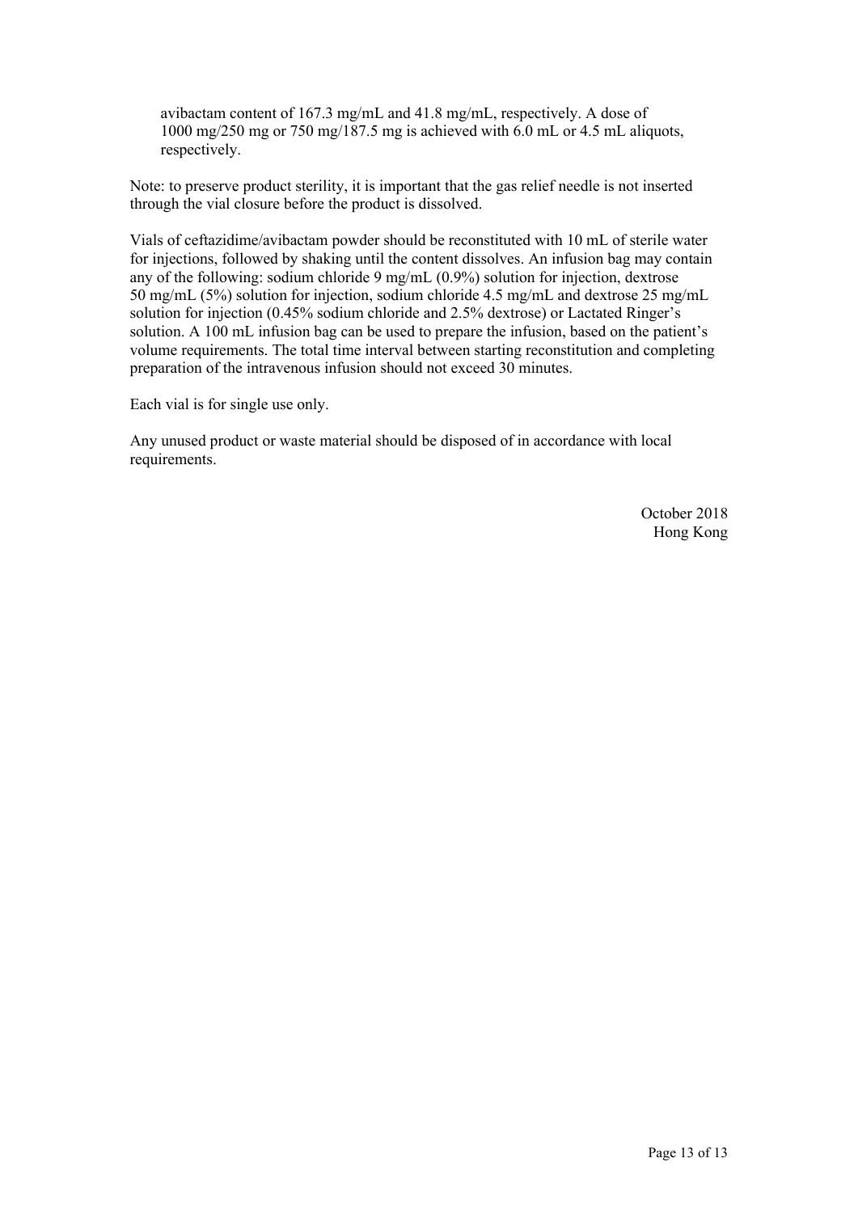avibactam content of 167.3 mg/mL and 41.8 mg/mL, respectively. A dose of 1000 mg/250 mg or 750 mg/187.5 mg is achieved with 6.0 mL or 4.5 mL aliquots, respectively.

Note: to preserve product sterility, it is important that the gas relief needle is not inserted through the vial closure before the product is dissolved.

Vials of ceftazidime/avibactam powder should be reconstituted with 10 mL of sterile water for injections, followed by shaking until the content dissolves. An infusion bag may contain any of the following: sodium chloride 9 mg/mL (0.9%) solution for injection, dextrose 50 mg/mL (5%) solution for injection, sodium chloride 4.5 mg/mL and dextrose 25 mg/mL solution for injection (0.45% sodium chloride and 2.5% dextrose) or Lactated Ringer's solution. A 100 mL infusion bag can be used to prepare the infusion, based on the patient's volume requirements. The total time interval between starting reconstitution and completing preparation of the intravenous infusion should not exceed 30 minutes.

Each vial is for single use only.

Any unused product or waste material should be disposed of in accordance with local requirements.

October 2018
Hong Kong